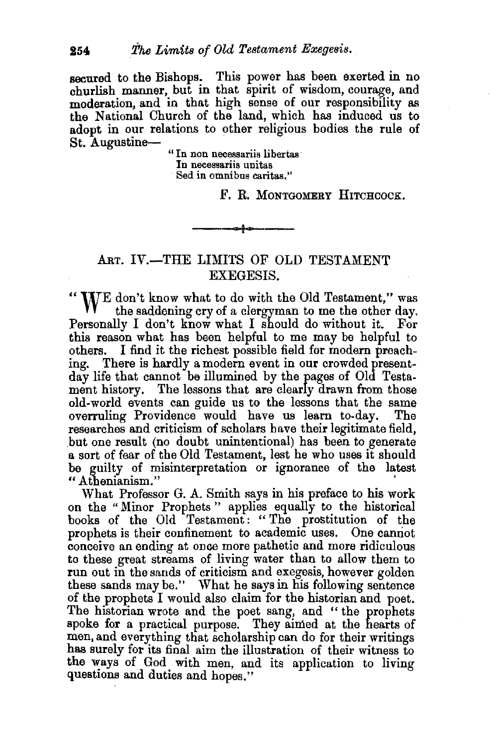secured to the Bishops. This power has been exerted in no churlish manner, but in that spirit of wisdom, courage, and moderation, and in that high sense of our responsibility as the National Church of the land, which has induced us to adopt in our relations to other religious bodies the rule of St. Augustine—

> "In non necessariis libertas
> In necessariis unitas
> Sed in omnibus caritas."

F. R. MONTGOMERY HITCHCOCK.

---

## ART. IV.—THE LIMITS OF OLD TESTAMENT EXEGESIS.

"WE don't know what to do with the Old Testament," was the saddening cry of a clergyman to me the other day. Personally I don't know what I should do without it. For this reason what has been helpful to me may be helpful to others. I find it the richest possible field for modern preaching. There is hardly a modern event in our crowded present-day life that cannot be illumined by the pages of Old Testament history. The lessons that are clearly drawn from those old-world events can guide us to the lessons that the same overruling Providence would have us learn to-day. The researches and criticism of scholars have their legitimate field, but one result (no doubt unintentional) has been to generate a sort of fear of the Old Testament, lest he who uses it should be guilty of misinterpretation or ignorance of the latest "Athenianism."

What Professor G. A. Smith says in his preface to his work on the "Minor Prophets" applies equally to the historical books of the Old Testament: "The prostitution of the prophets is their confinement to academic uses. One cannot conceive an ending at once more pathetic and more ridiculous to these great streams of living water than to allow them to run out in the sands of criticism and exegesis, however golden these sands may be." What he says in his following sentence of the prophets I would also claim for the historian and poet. The historian wrote and the poet sang, and "the prophets spoke for a practical purpose. They aimed at the hearts of men, and everything that scholarship can do for their writings has surely for its final aim the illustration of their witness to the ways of God with men, and its application to living questions and duties and hopes."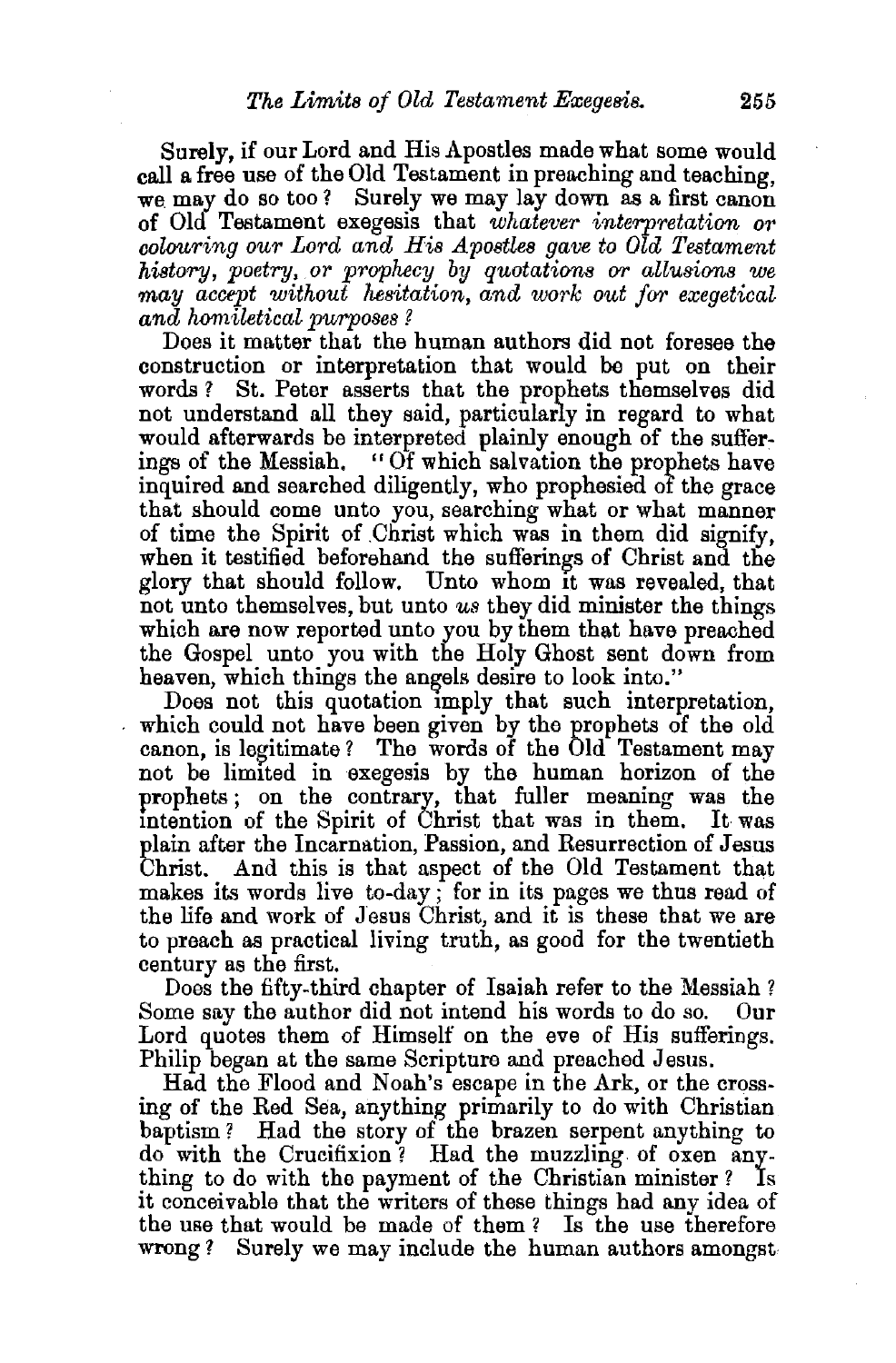Surely, if our Lord and His Apostles made what some would call a free use of the Old Testament in preaching and teaching, we may do so too? Surely we may lay down as a first canon of Old Testament exegesis that *whatever interpretation or colouring our Lord and His Apostles gave to Old Testament history, poetry, or prophecy by quotations or allusions we may accept without hesitation, and work out for exegetical and homiletical purposes?*

Does it matter that the human authors did not foresee the construction or interpretation that would be put on their words? St. Peter asserts that the prophets themselves did not understand all they said, particularly in regard to what would afterwards be interpreted plainly enough of the sufferings of the Messiah. "Of which salvation the prophets have inquired and searched diligently, who prophesied of the grace that should come unto you, searching what or what manner of time the Spirit of Christ which was in them did signify, when it testified beforehand the sufferings of Christ and the glory that should follow. Unto whom it was revealed, that not unto themselves, but unto *us* they did minister the things which are now reported unto you by them that have preached the Gospel unto you with the Holy Ghost sent down from heaven, which things the angels desire to look into."

Does not this quotation imply that such interpretation, which could not have been given by the prophets of the old canon, is legitimate? The words of the Old Testament may not be limited in exegesis by the human horizon of the prophets; on the contrary, that fuller meaning was the intention of the Spirit of Christ that was in them. It was plain after the Incarnation, Passion, and Resurrection of Jesus Christ. And this is that aspect of the Old Testament that makes its words live to-day; for in its pages we thus read of the life and work of Jesus Christ, and it is these that we are to preach as practical living truth, as good for the twentieth century as the first.

Does the fifty-third chapter of Isaiah refer to the Messiah? Some say the author did not intend his words to do so. Our Lord quotes them of Himself on the eve of His sufferings. Philip began at the same Scripture and preached Jesus.

Had the Flood and Noah's escape in the Ark, or the crossing of the Red Sea, anything primarily to do with Christian baptism? Had the story of the brazen serpent anything to do with the Crucifixion? Had the muzzling of oxen anything to do with the payment of the Christian minister? Is it conceivable that the writers of these things had any idea of the use that would be made of them? Is the use therefore wrong? Surely we may include the human authors amongst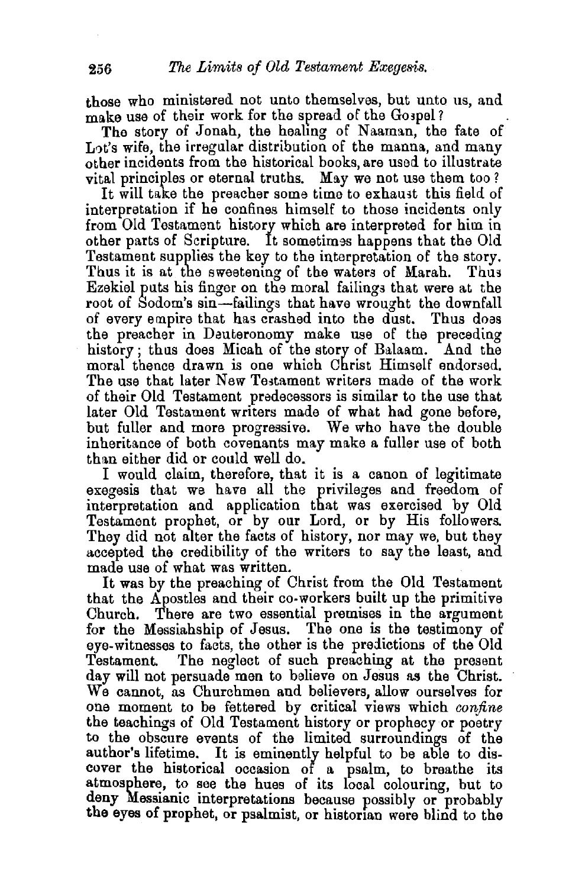those who ministered not unto themselves, but unto us, and make use of their work for the spread of the Gospel?

The story of Jonah, the healing of Naaman, the fate of Lot's wife, the irregular distribution of the manna, and many other incidents from the historical books, are used to illustrate vital principles or eternal truths. May we not use them too?

It will take the preacher some time to exhaust this field of interpretation if he confines himself to those incidents only from Old Testament history which are interpreted for him in other parts of Scripture. It sometimes happens that the Old Testament supplies the key to the interpretation of the story. Thus it is at the sweetening of the waters of Marah. Thus Ezekiel puts his finger on the moral failings that were at the root of Sodom's sin—failings that have wrought the downfall of every empire that has crashed into the dust. Thus does the preacher in Deuteronomy make use of the preceding history; thus does Micah of the story of Balaam. And the moral thence drawn is one which Christ Himself endorsed. The use that later New Testament writers made of the work of their Old Testament predecessors is similar to the use that later Old Testament writers made of what had gone before, but fuller and more progressive. We who have the double inheritance of both covenants may make a fuller use of both than either did or could well do.

I would claim, therefore, that it is a canon of legitimate exegesis that we have all the privileges and freedom of interpretation and application that was exercised by Old Testament prophet, or by our Lord, or by His followers. They did not alter the facts of history, nor may we, but they accepted the credibility of the writers to say the least, and made use of what was written.

It was by the preaching of Christ from the Old Testament that the Apostles and their co-workers built up the primitive Church. There are two essential premises in the argument for the Messiahship of Jesus. The one is the testimony of eye-witnesses to facts, the other is the predictions of the Old Testament. The neglect of such preaching at the present day will not persuade men to believe on Jesus as the Christ. We cannot, as Churchmen and believers, allow ourselves for one moment to be fettered by critical views which *confine* the teachings of Old Testament history or prophecy or poetry to the obscure events of the limited surroundings of the author's lifetime. It is eminently helpful to be able to discover the historical occasion of a psalm, to breathe its atmosphere, to see the hues of its local colouring, but to deny Messianic interpretations because possibly or probably the eyes of prophet, or psalmist, or historian were blind to the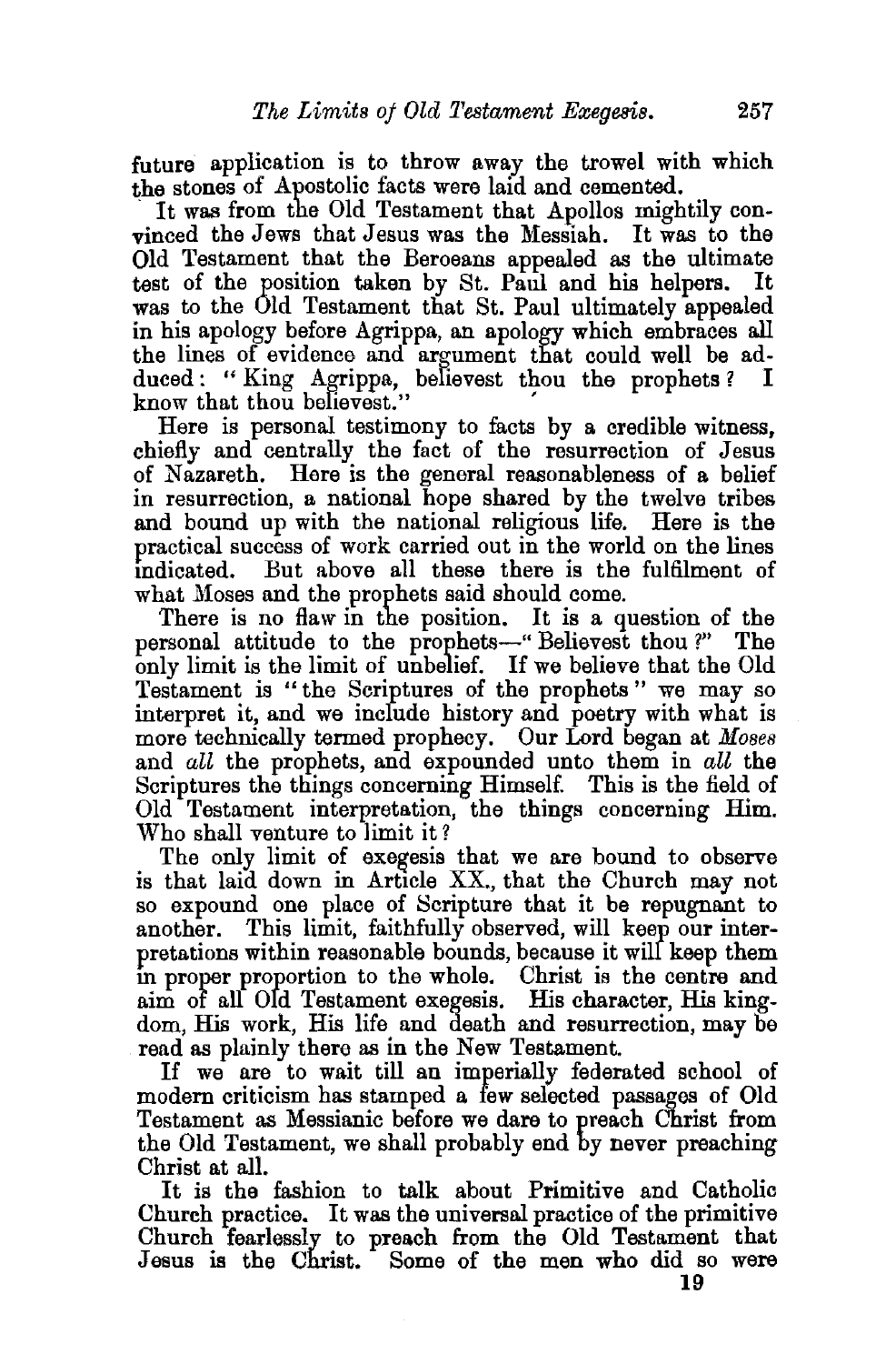future application is to throw away the trowel with which the stones of Apostolic facts were laid and cemented.

It was from the Old Testament that Apollos mightily convinced the Jews that Jesus was the Messiah. It was to the Old Testament that the Beroeans appealed as the ultimate test of the position taken by St. Paul and his helpers. It was to the Old Testament that St. Paul ultimately appealed in his apology before Agrippa, an apology which embraces all the lines of evidence and argument that could well be adduced: "King Agrippa, believest thou the prophets? I know that thou believest."

Here is personal testimony to facts by a credible witness, chiefly and centrally the fact of the resurrection of Jesus of Nazareth. Here is the general reasonableness of a belief in resurrection, a national hope shared by the twelve tribes and bound up with the national religious life. Here is the practical success of work carried out in the world on the lines indicated. But above all these there is the fulfilment of what Moses and the prophets said should come.

There is no flaw in the position. It is a question of the personal attitude to the prophets—"Believest thou?" The only limit is the limit of unbelief. If we believe that the Old Testament is "the Scriptures of the prophets" we may so interpret it, and we include history and poetry with what is more technically termed prophecy. Our Lord began at *Moses* and *all* the prophets, and expounded unto them in *all* the Scriptures the things concerning Himself. This is the field of Old Testament interpretation, the things concerning Him. Who shall venture to limit it?

The only limit of exegesis that we are bound to observe is that laid down in Article XX., that the Church may not so expound one place of Scripture that it be repugnant to another. This limit, faithfully observed, will keep our interpretations within reasonable bounds, because it will keep them in proper proportion to the whole. Christ is the centre and aim of all Old Testament exegesis. His character, His kingdom, His work, His life and death and resurrection, may be read as plainly there as in the New Testament.

If we are to wait till an imperially federated school of modern criticism has stamped a few selected passages of Old Testament as Messianic before we dare to preach Christ from the Old Testament, we shall probably end by never preaching Christ at all.

It is the fashion to talk about Primitive and Catholic Church practice. It was the universal practice of the primitive Church fearlessly to preach from the Old Testament that Jesus is the Christ. Some of the men who did so were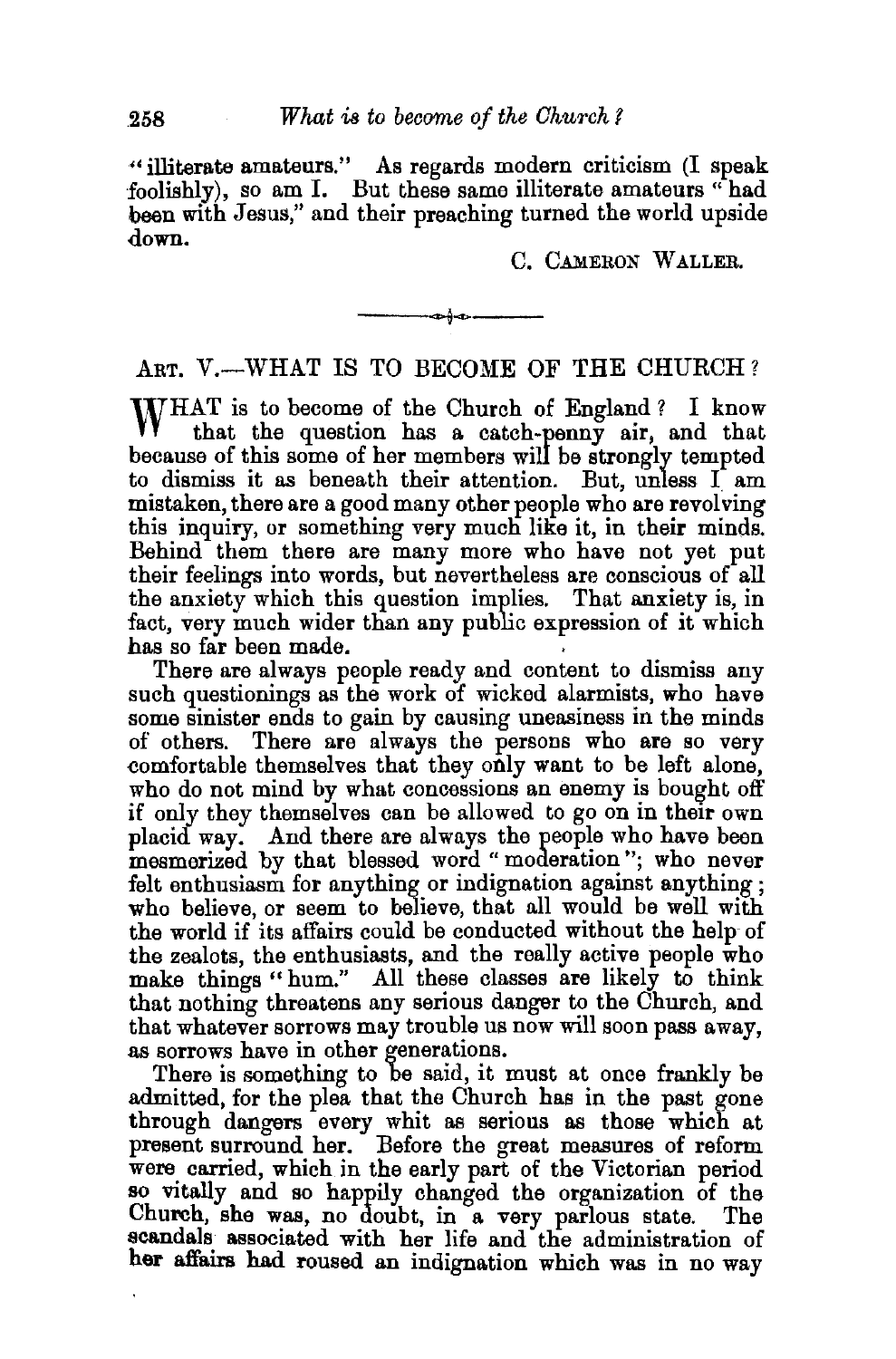"illiterate amateurs." As regards modern criticism (I speak foolishly), so am I. But these same illiterate amateurs "had been with Jesus," and their preaching turned the world upside down.

C. CAMERON WALLER.

---

## ART. V.—WHAT IS TO BECOME OF THE CHURCH?

WHAT is to become of the Church of England? I know that the question has a catch-penny air, and that because of this some of her members will be strongly tempted to dismiss it as beneath their attention. But, unless I am mistaken, there are a good many other people who are revolving this inquiry, or something very much like it, in their minds. Behind them there are many more who have not yet put their feelings into words, but nevertheless are conscious of all the anxiety which this question implies. That anxiety is, in fact, very much wider than any public expression of it which has so far been made.

There are always people ready and content to dismiss any such questionings as the work of wicked alarmists, who have some sinister ends to gain by causing uneasiness in the minds of others. There are always the persons who are so very comfortable themselves that they only want to be left alone, who do not mind by what concessions an enemy is bought off if only they themselves can be allowed to go on in their own placid way. And there are always the people who have been mesmerized by that blessed word "moderation"; who never felt enthusiasm for anything or indignation against anything; who believe, or seem to believe, that all would be well with the world if its affairs could be conducted without the help of the zealots, the enthusiasts, and the really active people who make things "hum." All these classes are likely to think that nothing threatens any serious danger to the Church, and that whatever sorrows may trouble us now will soon pass away, as sorrows have in other generations.

There is something to be said, it must at once frankly be admitted, for the plea that the Church has in the past gone through dangers every whit as serious as those which at present surround her. Before the great measures of reform were carried, which in the early part of the Victorian period so vitally and so happily changed the organization of the Church, she was, no doubt, in a very parlous state. The scandals associated with her life and the administration of her affairs had roused an indignation which was in no way